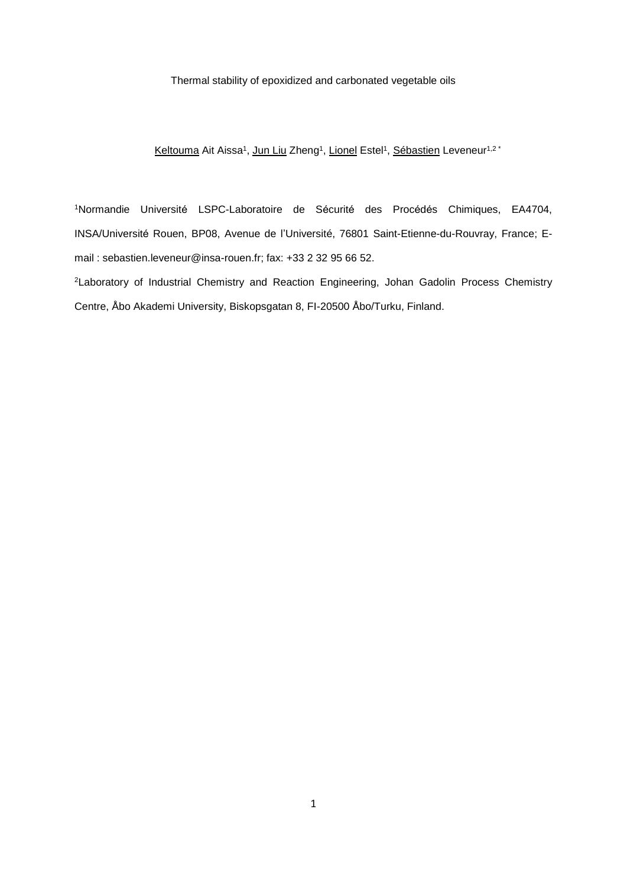# Thermal stability of epoxidized and carbonated vegetable oils

Keltouma Ait Aissa[1], Jun Liu Zheng[1], Lionel Estel[1], Sébastien Leveneur[1,2 *]

[1]Normandie Université LSPC-Laboratoire de Sécurité des Procédés Chimiques, EA4704, INSA/Université Rouen, BP08, Avenue de l'Université, 76801 Saint-Etienne-du-Rouvray, France; E-mail : sebastien.leveneur@insa-rouen.fr; fax: +33 2 32 95 66 52.

[2]Laboratory of Industrial Chemistry and Reaction Engineering, Johan Gadolin Process Chemistry Centre, Åbo Akademi University, Biskopsgatan 8, FI-20500 Åbo/Turku, Finland.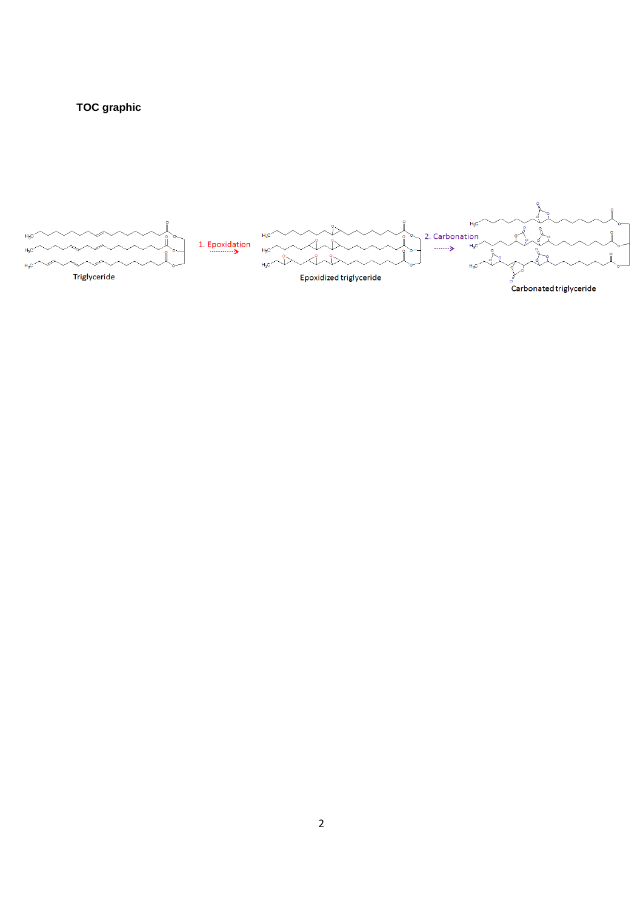**TOC graphic**

Triglyceride

1. Epoxidation

Epoxidized triglyceride

2. Carbonation

Carbonated triglyceride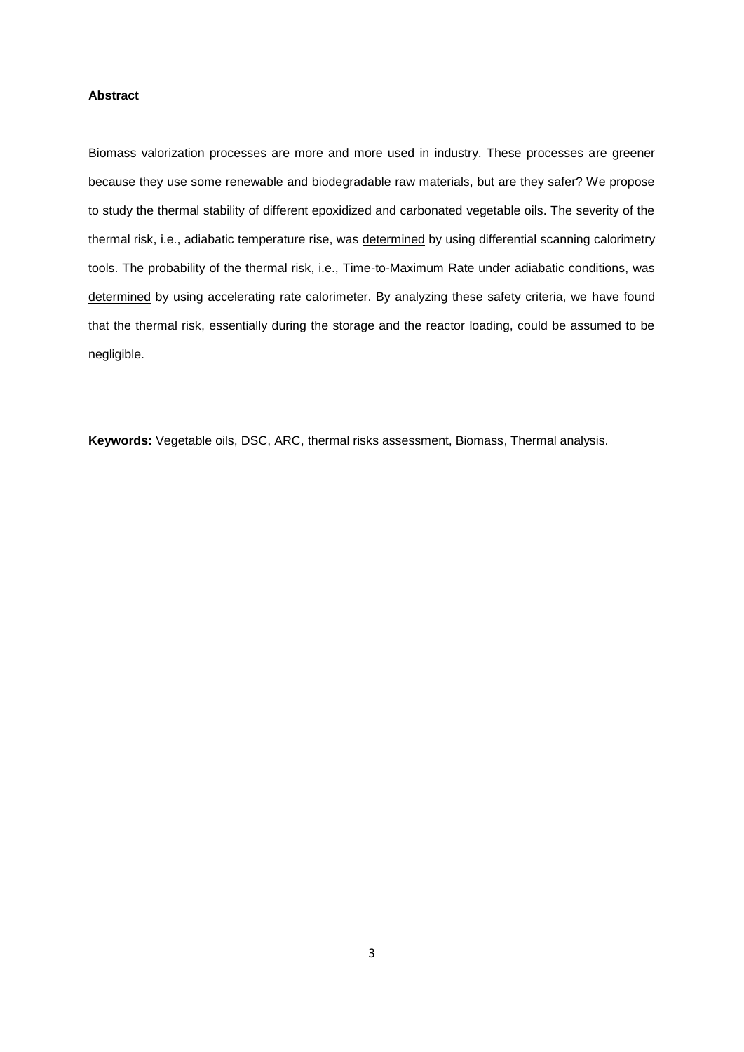**Abstract**

Biomass valorization processes are more and more used in industry. These processes are greener because they use some renewable and biodegradable raw materials, but are they safer? We propose to study the thermal stability of different epoxidized and carbonated vegetable oils. The severity of the thermal risk, i.e., adiabatic temperature rise, was determined by using differential scanning calorimetry tools. The probability of the thermal risk, i.e., Time-to-Maximum Rate under adiabatic conditions, was determined by using accelerating rate calorimeter. By analyzing these safety criteria, we have found that the thermal risk, essentially during the storage and the reactor loading, could be assumed to be negligible.

**Keywords:** Vegetable oils, DSC, ARC, thermal risks assessment, Biomass, Thermal analysis.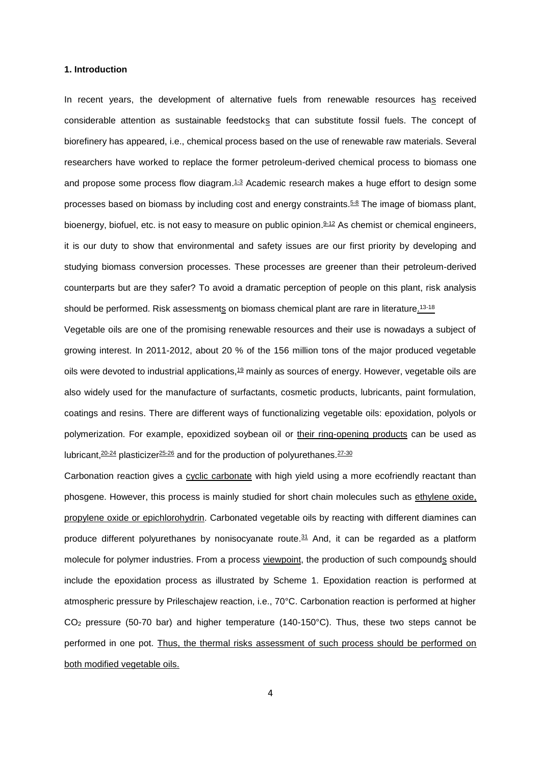## 1. Introduction

In recent years, the development of alternative fuels from renewable resources has received considerable attention as sustainable feedstocks that can substitute fossil fuels. The concept of biorefinery has appeared, i.e., chemical process based on the use of renewable raw materials. Several researchers have worked to replace the former petroleum-derived chemical process to biomass one and propose some process flow diagram.[1-3] Academic research makes a huge effort to design some processes based on biomass by including cost and energy constraints.[5-8] The image of biomass plant, bioenergy, biofuel, etc. is not easy to measure on public opinion.[9-12] As chemist or chemical engineers, it is our duty to show that environmental and safety issues are our first priority by developing and studying biomass conversion processes. These processes are greener than their petroleum-derived counterparts but are they safer? To avoid a dramatic perception of people on this plant, risk analysis should be performed. Risk assessments on biomass chemical plant are rare in literature.[13-18]

Vegetable oils are one of the promising renewable resources and their use is nowadays a subject of growing interest. In 2011-2012, about 20 % of the 156 million tons of the major produced vegetable oils were devoted to industrial applications,[19] mainly as sources of energy. However, vegetable oils are also widely used for the manufacture of surfactants, cosmetic products, lubricants, paint formulation, coatings and resins. There are different ways of functionalizing vegetable oils: epoxidation, polyols or polymerization. For example, epoxidized soybean oil or their ring-opening products can be used as lubricant,[20-24] plasticizer[25-26] and for the production of polyurethanes.[27-30]

Carbonation reaction gives a cyclic carbonate with high yield using a more ecofriendly reactant than phosgene. However, this process is mainly studied for short chain molecules such as ethylene oxide, propylene oxide or epichlorohydrin. Carbonated vegetable oils by reacting with different diamines can produce different polyurethanes by nonisocyanate route.[31] And, it can be regarded as a platform molecule for polymer industries. From a process viewpoint, the production of such compounds should include the epoxidation process as illustrated by Scheme 1. Epoxidation reaction is performed at atmospheric pressure by Prileschajew reaction, i.e., 70°C. Carbonation reaction is performed at higher $CO_2$ pressure (50-70 bar) and higher temperature (140-150°C). Thus, these two steps cannot be performed in one pot. Thus, the thermal risks assessment of such process should be performed on both modified vegetable oils.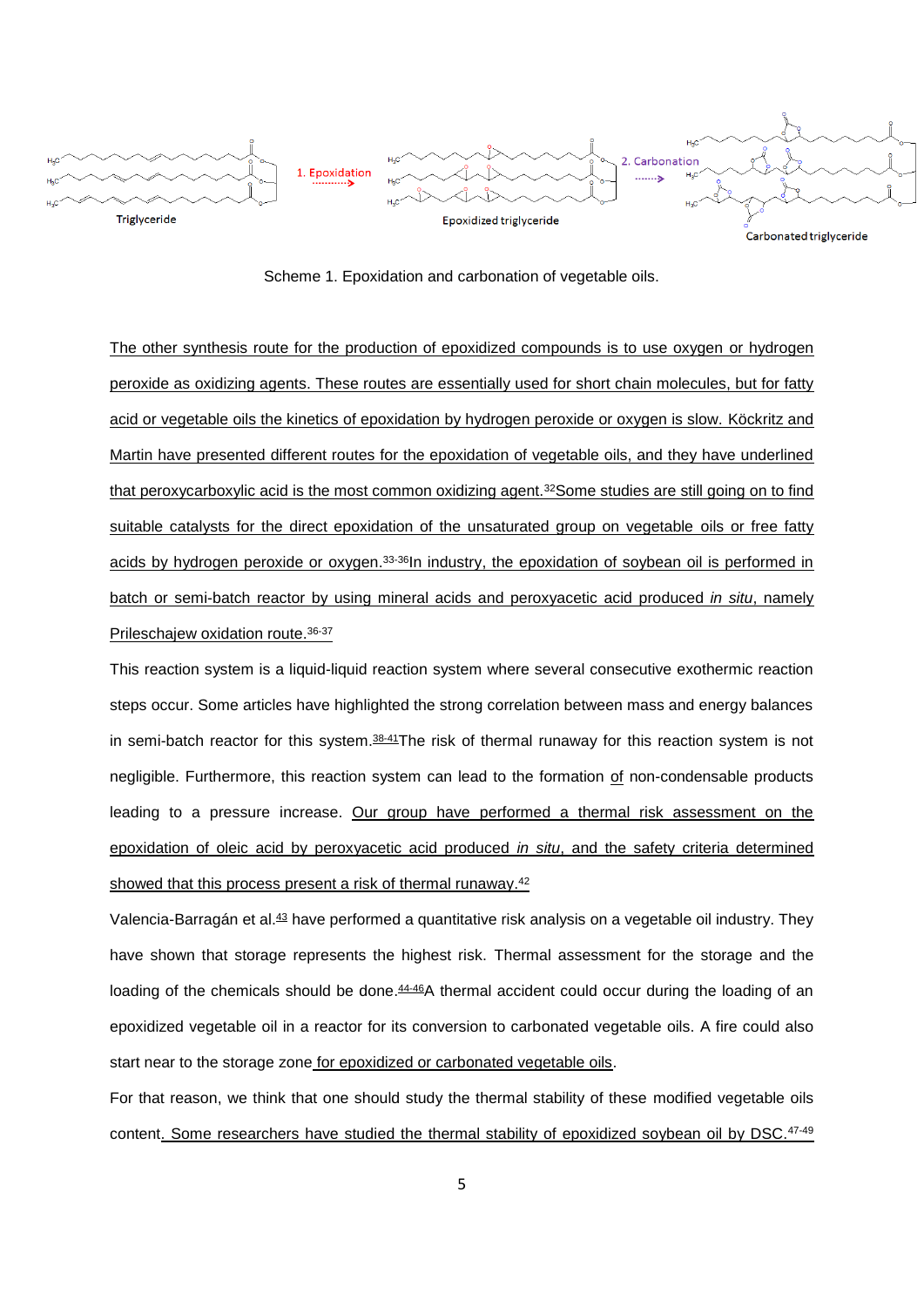Scheme 1. Epoxidation and carbonation of vegetable oils.

The other synthesis route for the production of epoxidized compounds is to use oxygen or hydrogen peroxide as oxidizing agents. These routes are essentially used for short chain molecules, but for fatty acid or vegetable oils the kinetics of epoxidation by hydrogen peroxide or oxygen is slow. Köckritz and Martin have presented different routes for the epoxidation of vegetable oils, and they have underlined that peroxycarboxylic acid is the most common oxidizing agent.[32]Some studies are still going on to find suitable catalysts for the direct epoxidation of the unsaturated group on vegetable oils or free fatty acids by hydrogen peroxide or oxygen.[33-36]In industry, the epoxidation of soybean oil is performed in batch or semi-batch reactor by using mineral acids and peroxyacetic acid produced *in situ*, namely Prileschajew oxidation route.[36-37]

This reaction system is a liquid-liquid reaction system where several consecutive exothermic reaction steps occur. Some articles have highlighted the strong correlation between mass and energy balances in semi-batch reactor for this system.[38-41]The risk of thermal runaway for this reaction system is not negligible. Furthermore, this reaction system can lead to the formation of non-condensable products leading to a pressure increase. Our group have performed a thermal risk assessment on the epoxidation of oleic acid by peroxyacetic acid produced *in situ*, and the safety criteria determined showed that this process present a risk of thermal runaway.[42]

Valencia-Barragán et al.[43] have performed a quantitative risk analysis on a vegetable oil industry. They have shown that storage represents the highest risk. Thermal assessment for the storage and the loading of the chemicals should be done.[44-46]A thermal accident could occur during the loading of an epoxidized vegetable oil in a reactor for its conversion to carbonated vegetable oils. A fire could also start near to the storage zone for epoxidized or carbonated vegetable oils.

For that reason, we think that one should study the thermal stability of these modified vegetable oils content. Some researchers have studied the thermal stability of epoxidized soybean oil by DSC.[47-49]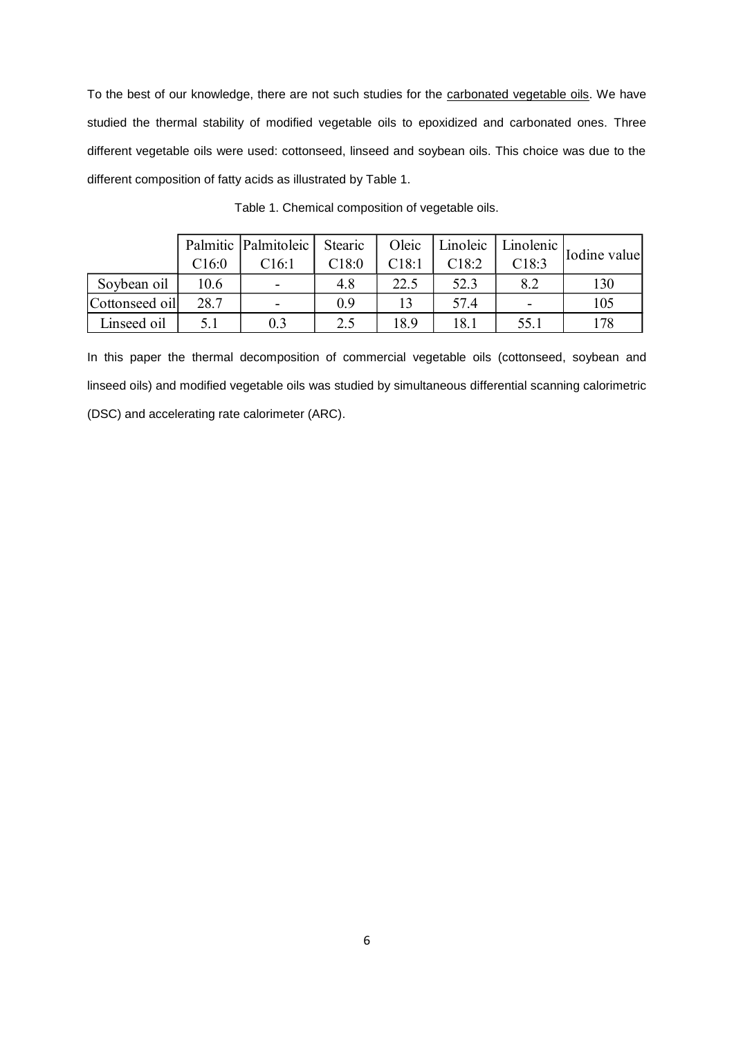To the best of our knowledge, there are not such studies for the carbonated vegetable oils. We have studied the thermal stability of modified vegetable oils to epoxidized and carbonated ones. Three different vegetable oils were used: cottonseed, linseed and soybean oils. This choice was due to the different composition of fatty acids as illustrated by Table 1.

Table 1. Chemical composition of vegetable oils.

| | Palmitic C16:0 | Palmitoleic C16:1 | Stearic C18:0 | Oleic C18:1 | Linoleic C18:2 | Linolenic C18:3 | Iodine value |
|---|---|---|---|---|---|---|---|
| Soybean oil | 10.6 | - | 4.8 | 22.5 | 52.3 | 8.2 | 130 |
| Cottonseed oil | 28.7 | - | 0.9 | 13 | 57.4 | - | 105 |
| Linseed oil | 5.1 | 0.3 | 2.5 | 18.9 | 18.1 | 55.1 | 178 |

In this paper the thermal decomposition of commercial vegetable oils (cottonseed, soybean and linseed oils) and modified vegetable oils was studied by simultaneous differential scanning calorimetric (DSC) and accelerating rate calorimeter (ARC).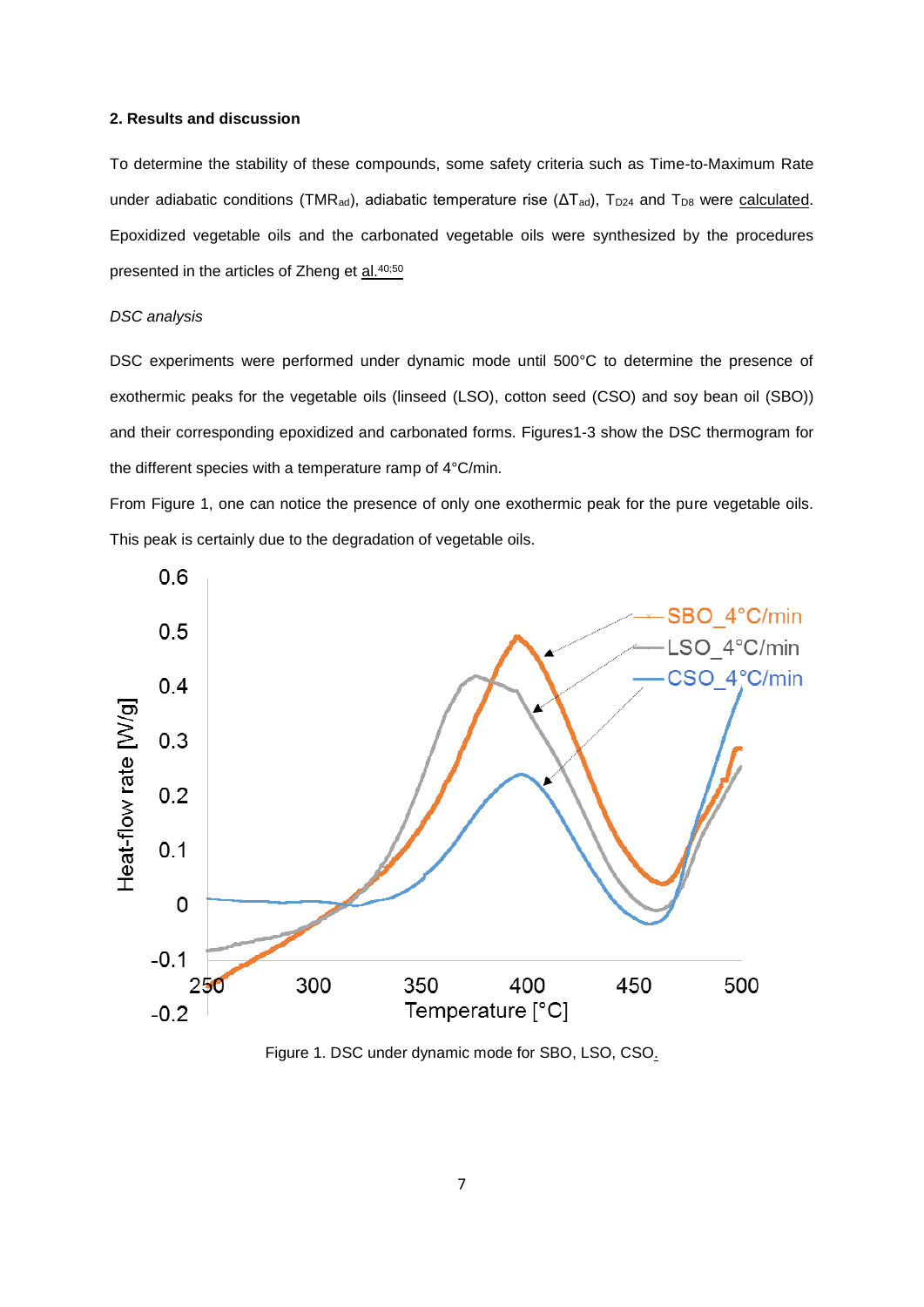## 2. Results and discussion

To determine the stability of these compounds, some safety criteria such as Time-to-Maximum Rate under adiabatic conditions ($TMR_{ad}$), adiabatic temperature rise ($\Delta T_{ad}$), $T_{D24}$ and $T_{D8}$ were calculated. Epoxidized vegetable oils and the carbonated vegetable oils were synthesized by the procedures presented in the articles of Zheng et al.[40;50]

*DSC analysis*

DSC experiments were performed under dynamic mode until 500°C to determine the presence of exothermic peaks for the vegetable oils (linseed (LSO), cotton seed (CSO) and soy bean oil (SBO)) and their corresponding epoxidized and carbonated forms. Figures1-3 show the DSC thermogram for the different species with a temperature ramp of 4°C/min.

From Figure 1, one can notice the presence of only one exothermic peak for the pure vegetable oils. This peak is certainly due to the degradation of vegetable oils.

Figure 1. DSC under dynamic mode for SBO, LSO, CSO.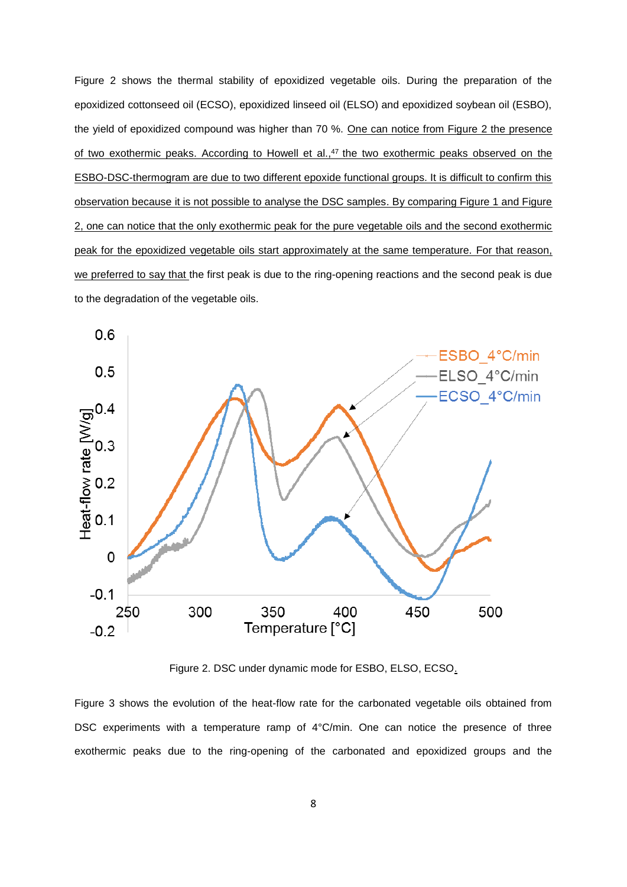Figure 2 shows the thermal stability of epoxidized vegetable oils. During the preparation of the epoxidized cottonseed oil (ECSO), epoxidized linseed oil (ELSO) and epoxidized soybean oil (ESBO), the yield of epoxidized compound was higher than 70 %. One can notice from Figure 2 the presence of two exothermic peaks. According to Howell et al.,[47] the two exothermic peaks observed on the ESBO-DSC-thermogram are due to two different epoxide functional groups. It is difficult to confirm this observation because it is not possible to analyse the DSC samples. By comparing Figure 1 and Figure 2, one can notice that the only exothermic peak for the pure vegetable oils and the second exothermic peak for the epoxidized vegetable oils start approximately at the same temperature. For that reason, we preferred to say that the first peak is due to the ring-opening reactions and the second peak is due to the degradation of the vegetable oils.

Figure 2. DSC under dynamic mode for ESBO, ELSO, ECSO.

Figure 3 shows the evolution of the heat-flow rate for the carbonated vegetable oils obtained from DSC experiments with a temperature ramp of 4°C/min. One can notice the presence of three exothermic peaks due to the ring-opening of the carbonated and epoxidized groups and the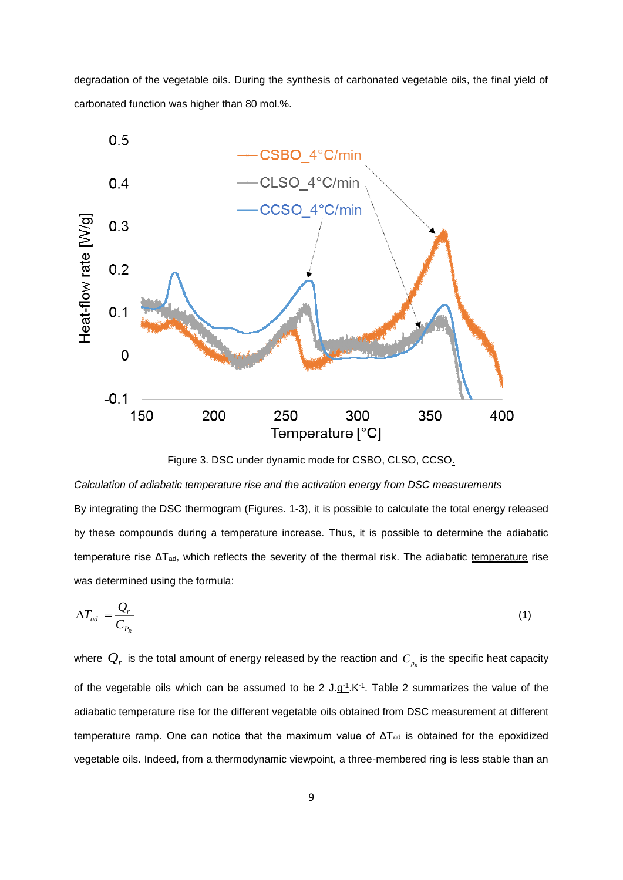degradation of the vegetable oils. During the synthesis of carbonated vegetable oils, the final yield of carbonated function was higher than 80 mol.%.

Figure 3. DSC under dynamic mode for CSBO, CLSO, CCSO.

*Calculation of adiabatic temperature rise and the activation energy from DSC measurements*

By integrating the DSC thermogram (Figures. 1-3), it is possible to calculate the total energy released by these compounds during a temperature increase. Thus, it is possible to determine the adiabatic temperature rise $\Delta T_{ad}$, which reflects the severity of the thermal risk. The adiabatic temperature rise was determined using the formula:

$$\Delta T_{ad} = \frac{Q_r}{C_{P_R}} \tag{1}$$

where $Q_r$ is the total amount of energy released by the reaction and $C_{p_R}$ is the specific heat capacity of the vegetable oils which can be assumed to be 2 $J.g^{-1}.K^{-1}$. Table 2 summarizes the value of the adiabatic temperature rise for the different vegetable oils obtained from DSC measurement at different temperature ramp. One can notice that the maximum value of $\Delta T_{ad}$ is obtained for the epoxidized vegetable oils. Indeed, from a thermodynamic viewpoint, a three-membered ring is less stable than an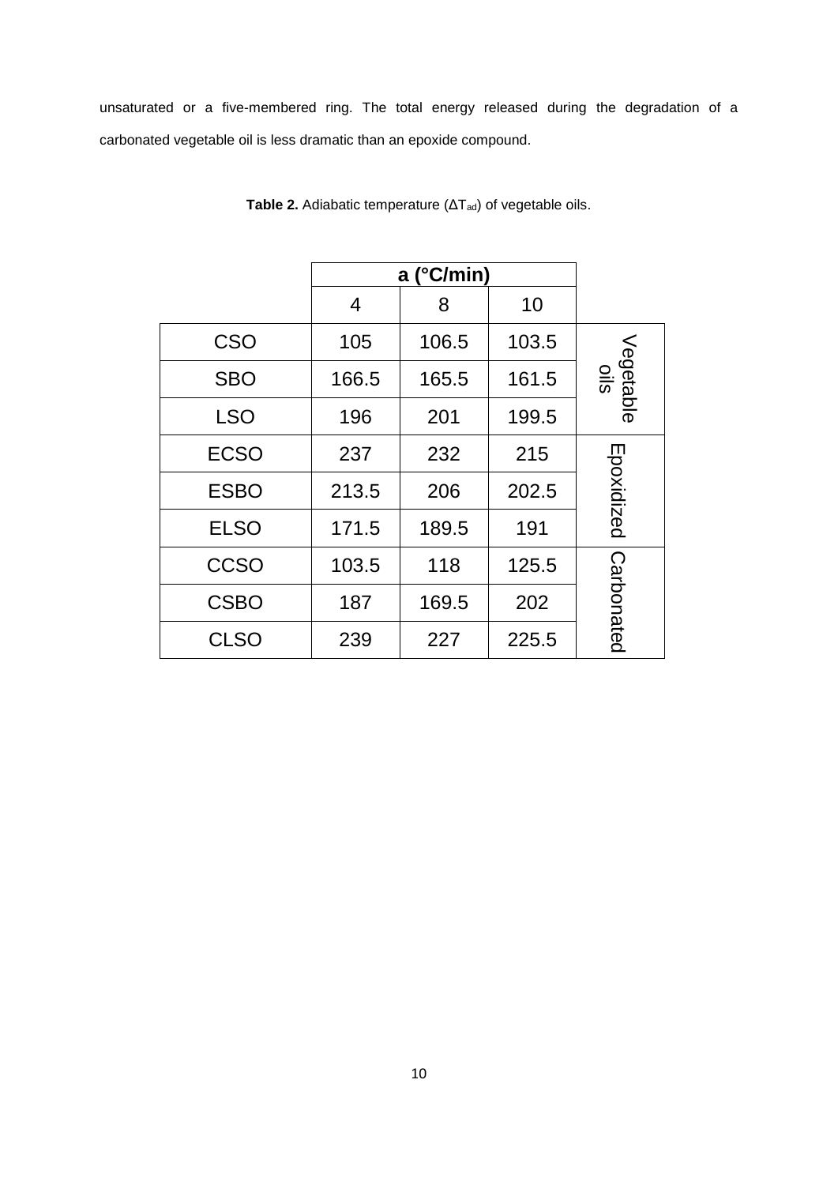unsaturated or a five-membered ring. The total energy released during the degradation of a carbonated vegetable oil is less dramatic than an epoxide compound.

**Table 2.** Adiabatic temperature ($\Delta T_{ad}$) of vegetable oils.

| | a (°C/min) | | | |
|---|---|---|---|---|
| | 4 | 8 | 10 | |
| CSO | 105 | 106.5 | 103.5 | Vegetable oils |
| SBO | 166.5 | 165.5 | 161.5 | |
| LSO | 196 | 201 | 199.5 | |
| ECSO | 237 | 232 | 215 | Epoxidized |
| ESBO | 213.5 | 206 | 202.5 | |
| ELSO | 171.5 | 189.5 | 191 | |
| CCSO | 103.5 | 118 | 125.5 | Carbonated |
| CSBO | 187 | 169.5 | 202 | |
| CLSO | 239 | 227 | 225.5 | |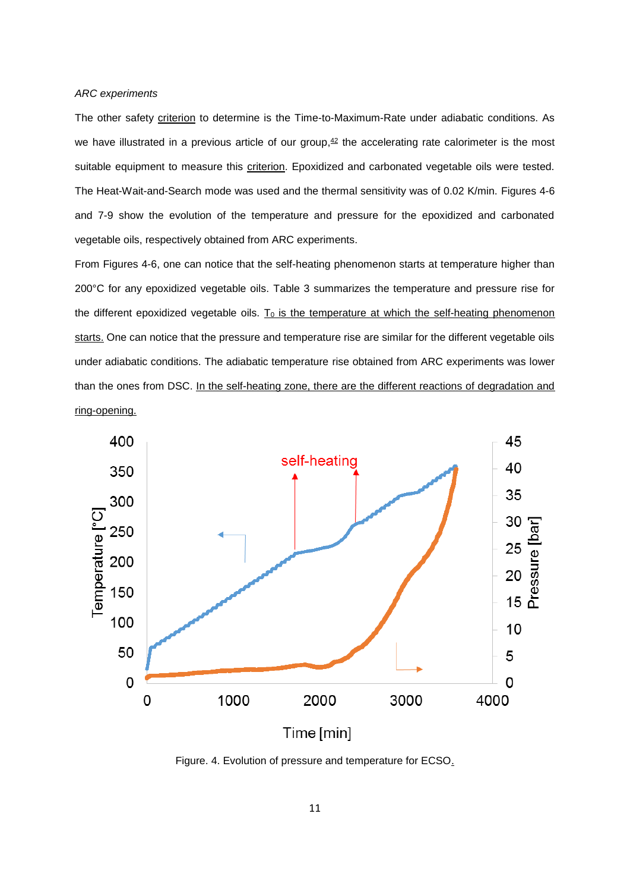*ARC experiments*

The other safety criterion to determine is the Time-to-Maximum-Rate under adiabatic conditions. As we have illustrated in a previous article of our group,[42] the accelerating rate calorimeter is the most suitable equipment to measure this criterion. Epoxidized and carbonated vegetable oils were tested. The Heat-Wait-and-Search mode was used and the thermal sensitivity was of 0.02 K/min. Figures 4-6 and 7-9 show the evolution of the temperature and pressure for the epoxidized and carbonated vegetable oils, respectively obtained from ARC experiments.

From Figures 4-6, one can notice that the self-heating phenomenon starts at temperature higher than 200°C for any epoxidized vegetable oils. Table 3 summarizes the temperature and pressure rise for the different epoxidized vegetable oils. $T_0$ is the temperature at which the self-heating phenomenon starts. One can notice that the pressure and temperature rise are similar for the different vegetable oils under adiabatic conditions. The adiabatic temperature rise obtained from ARC experiments was lower than the ones from DSC. In the self-heating zone, there are the different reactions of degradation and ring-opening.

Figure. 4. Evolution of pressure and temperature for ECSO.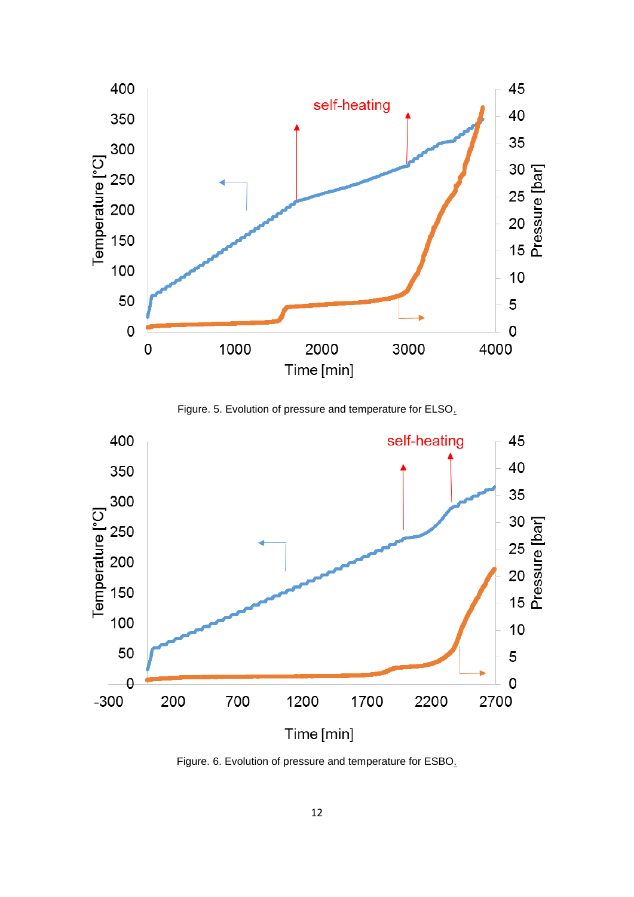Figure. 5. Evolution of pressure and temperature for ELSO.

Figure. 6. Evolution of pressure and temperature for ESBO.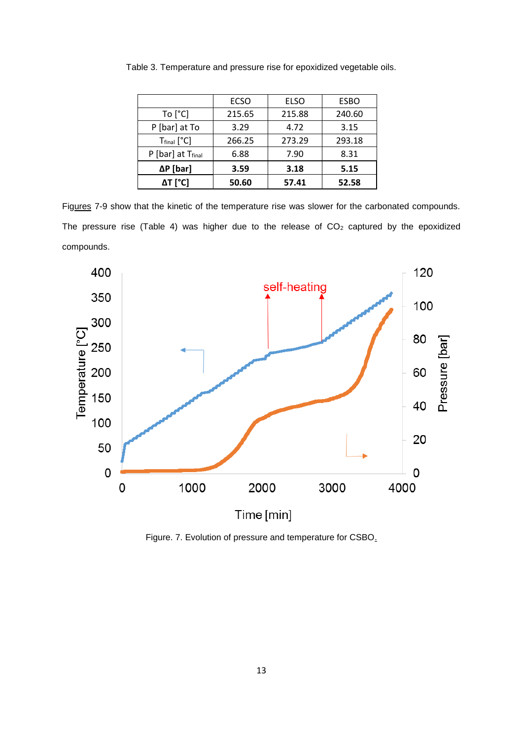Table 3. Temperature and pressure rise for epoxidized vegetable oils.

| | ECSO | ELSO | ESBO |
|---|---|---|---|
| To [°C] | 215.65 | 215.88 | 240.60 |
| P [bar] at To | 3.29 | 4.72 | 3.15 |
| $T_{final}$ [°C] | 266.25 | 273.29 | 293.18 |
| P [bar] at $T_{final}$ | 6.88 | 7.90 | 8.31 |
| **ΔP [bar]** | **3.59** | **3.18** | **5.15** |
| **ΔT [°C]** | **50.60** | **57.41** | **52.58** |

Figures 7-9 show that the kinetic of the temperature rise was slower for the carbonated compounds. The pressure rise (Table 4) was higher due to the release of $CO_2$ captured by the epoxidized compounds.

Figure. 7. Evolution of pressure and temperature for CSBO.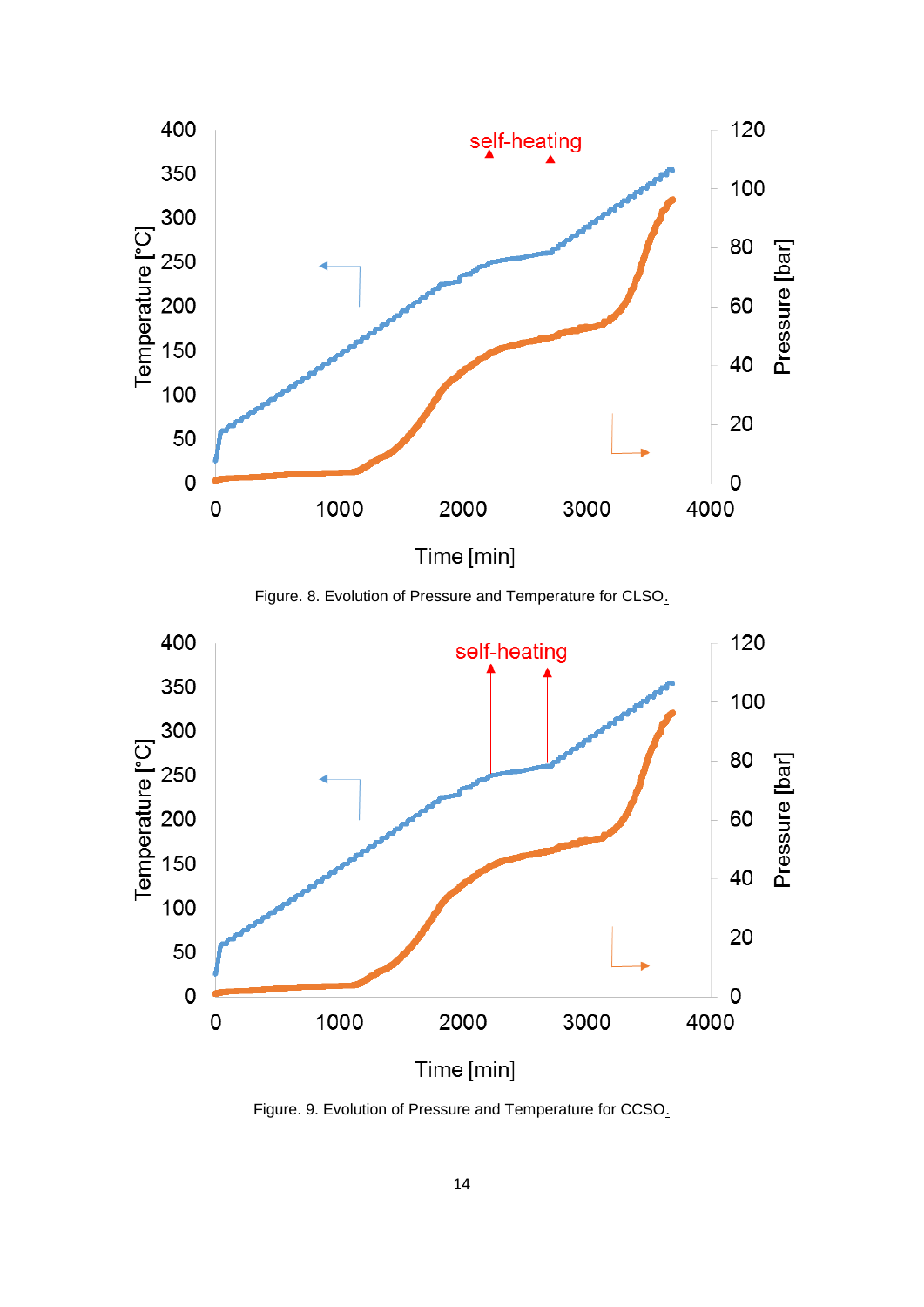Figure. 8. Evolution of Pressure and Temperature for CLSO.

Figure. 9. Evolution of Pressure and Temperature for CCSO.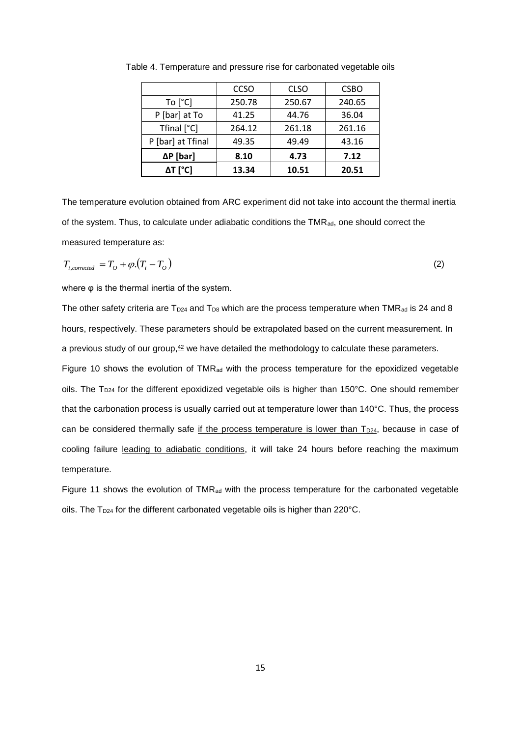Table 4. Temperature and pressure rise for carbonated vegetable oils

| | CCSO | CLSO | CSBO |
|---|---|---|---|
| To [°C] | 250.78 | 250.67 | 240.65 |
| P [bar] at To | 41.25 | 44.76 | 36.04 |
| Tfinal [°C] | 264.12 | 261.18 | 261.16 |
| P [bar] at Tfinal | 49.35 | 49.49 | 43.16 |
| **ΔP [bar]** | **8.10** | **4.73** | **7.12** |
| **ΔT [°C]** | **13.34** | **10.51** | **20.51** |

The temperature evolution obtained from ARC experiment did not take into account the thermal inertia of the system. Thus, to calculate under adiabatic conditions the $TMR_{ad}$, one should correct the measured temperature as:

$$T_{i,corrected} = T_O + \varphi.(T_i - T_O) \tag{2}$$

where φ is the thermal inertia of the system.

The other safety criteria are $T_{D24}$ and $T_{D8}$ which are the process temperature when $TMR_{ad}$ is 24 and 8 hours, respectively. These parameters should be extrapolated based on the current measurement. In a previous study of our group,[42] we have detailed the methodology to calculate these parameters.

Figure 10 shows the evolution of $TMR_{ad}$ with the process temperature for the epoxidized vegetable oils. The $T_{D24}$ for the different epoxidized vegetable oils is higher than 150°C. One should remember that the carbonation process is usually carried out at temperature lower than 140°C. Thus, the process can be considered thermally safe if the process temperature is lower than $T_{D24}$, because in case of cooling failure leading to adiabatic conditions, it will take 24 hours before reaching the maximum temperature.

Figure 11 shows the evolution of $TMR_{ad}$ with the process temperature for the carbonated vegetable oils. The $T_{D24}$ for the different carbonated vegetable oils is higher than 220°C.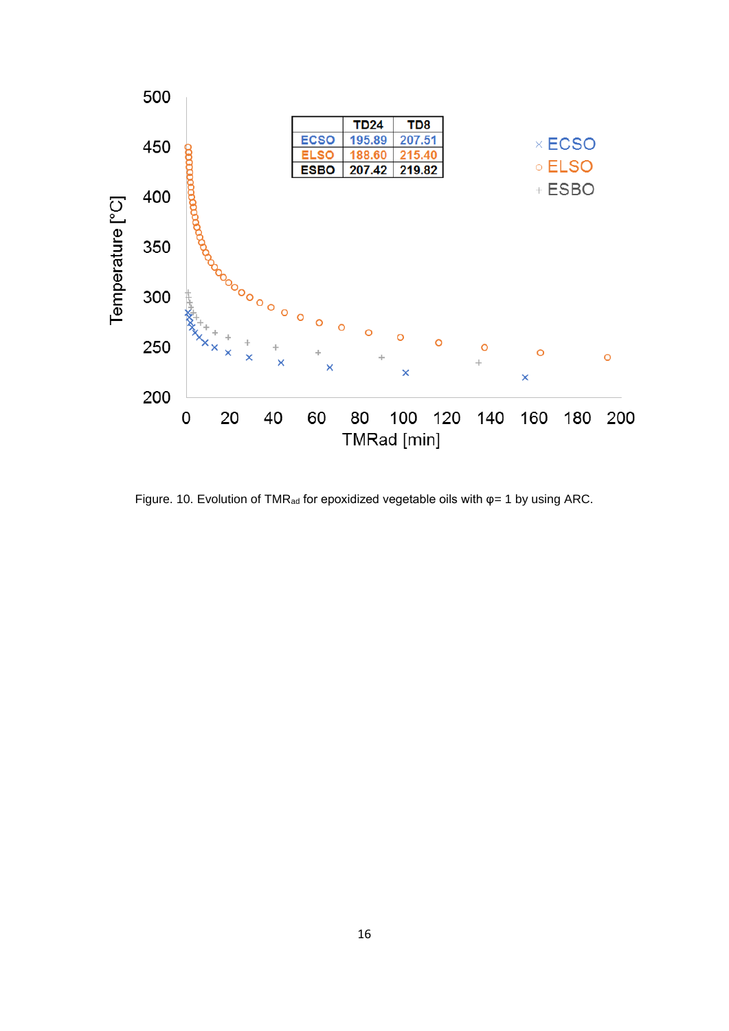|  | TD24 | TD8 |
| --- | --- | --- |
| ECSO | 195.89 | 207.51 |
| ELSO | 188.60 | 215.40 |
| ESBO | 207.42 | 219.82 |

Figure. 10. Evolution of $TMR_{ad}$ for epoxidized vegetable oils with φ= 1 by using ARC.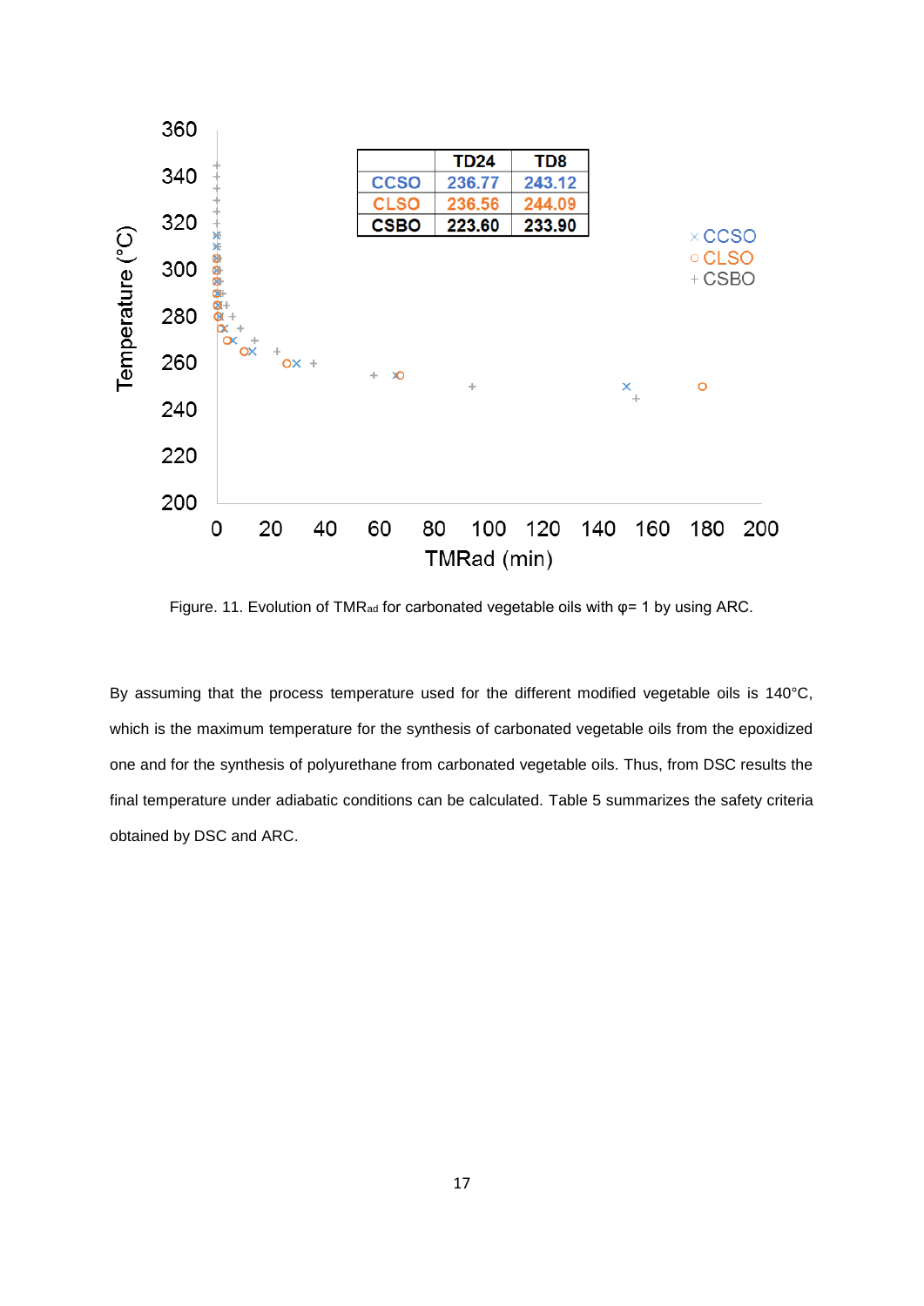| | TD24 | TD8 |
|---|---|---|
| CCSO | 236.77 | 243.12 |
| CLSO | 236.56 | 244.09 |
| CSBO | 223.60 | 233.90 |

Figure. 11. Evolution of $TMR_{ad}$ for carbonated vegetable oils with φ= 1 by using ARC.

By assuming that the process temperature used for the different modified vegetable oils is 140°C, which is the maximum temperature for the synthesis of carbonated vegetable oils from the epoxidized one and for the synthesis of polyurethane from carbonated vegetable oils. Thus, from DSC results the final temperature under adiabatic conditions can be calculated. Table 5 summarizes the safety criteria obtained by DSC and ARC.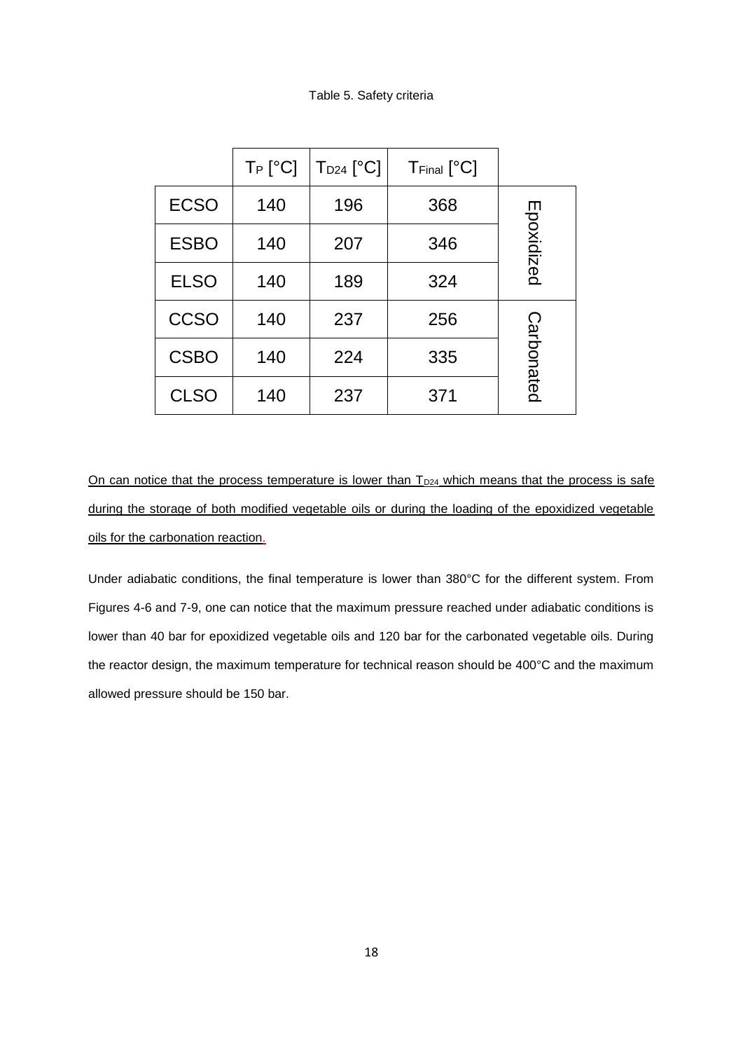Table 5. Safety criteria

| | $T_P$ [°C] | $T_{D24}$ [°C] | $T_{Final}$ [°C] | |
|---|---|---|---|---|
| ECSO | 140 | 196 | 368 | Epoxidized |
| ESBO | 140 | 207 | 346 | |
| ELSO | 140 | 189 | 324 | |
| CCSO | 140 | 237 | 256 | Carbonated |
| CSBO | 140 | 224 | 335 | |
| CLSO | 140 | 237 | 371 | |

On can notice that the process temperature is lower than $T_{D24}$ which means that the process is safe during the storage of both modified vegetable oils or during the loading of the epoxidized vegetable oils for the carbonation reaction.

Under adiabatic conditions, the final temperature is lower than 380°C for the different system. From Figures 4-6 and 7-9, one can notice that the maximum pressure reached under adiabatic conditions is lower than 40 bar for epoxidized vegetable oils and 120 bar for the carbonated vegetable oils. During the reactor design, the maximum temperature for technical reason should be 400°C and the maximum allowed pressure should be 150 bar.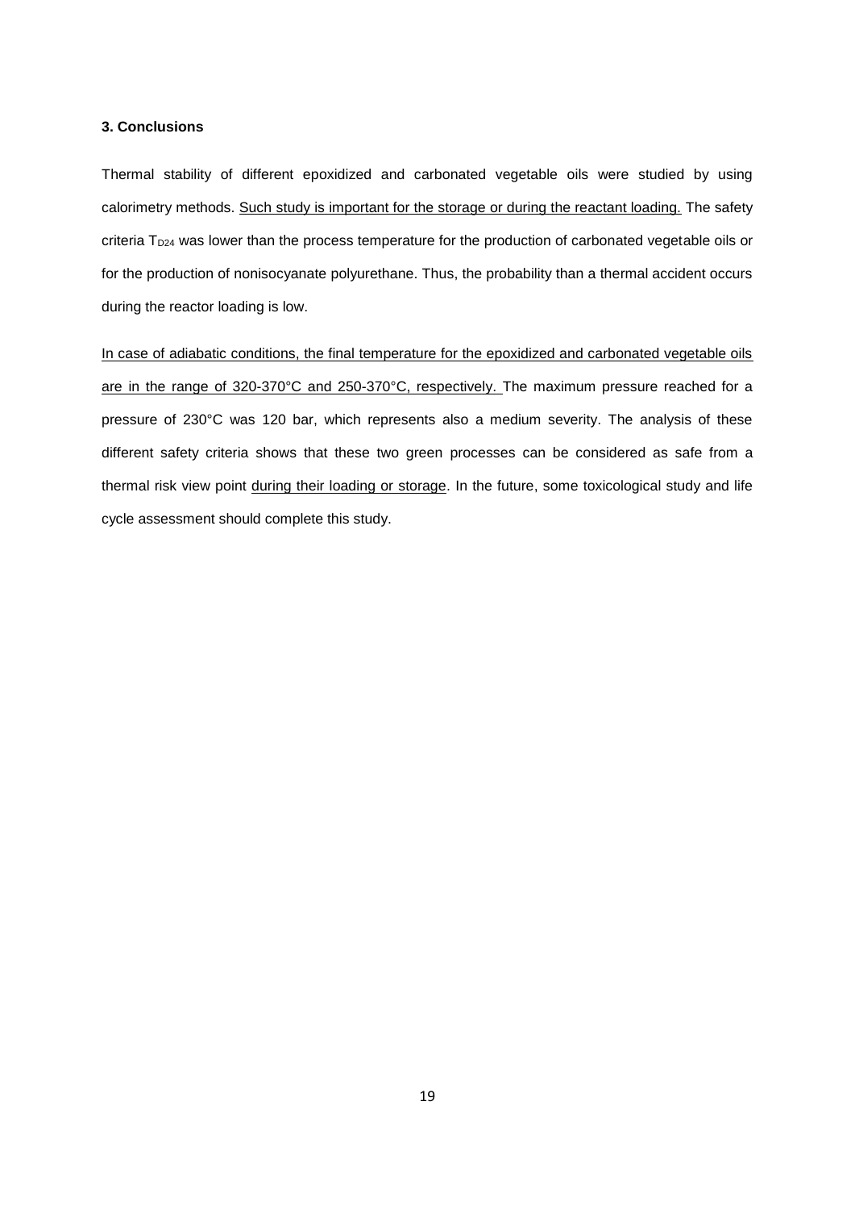### 3. Conclusions

Thermal stability of different epoxidized and carbonated vegetable oils were studied by using calorimetry methods. Such study is important for the storage or during the reactant loading. The safety criteria $T_{D24}$ was lower than the process temperature for the production of carbonated vegetable oils or for the production of nonisocyanate polyurethane. Thus, the probability than a thermal accident occurs during the reactor loading is low.

In case of adiabatic conditions, the final temperature for the epoxidized and carbonated vegetable oils are in the range of 320-370°C and 250-370°C, respectively. The maximum pressure reached for a pressure of 230°C was 120 bar, which represents also a medium severity. The analysis of these different safety criteria shows that these two green processes can be considered as safe from a thermal risk view point during their loading or storage. In the future, some toxicological study and life cycle assessment should complete this study.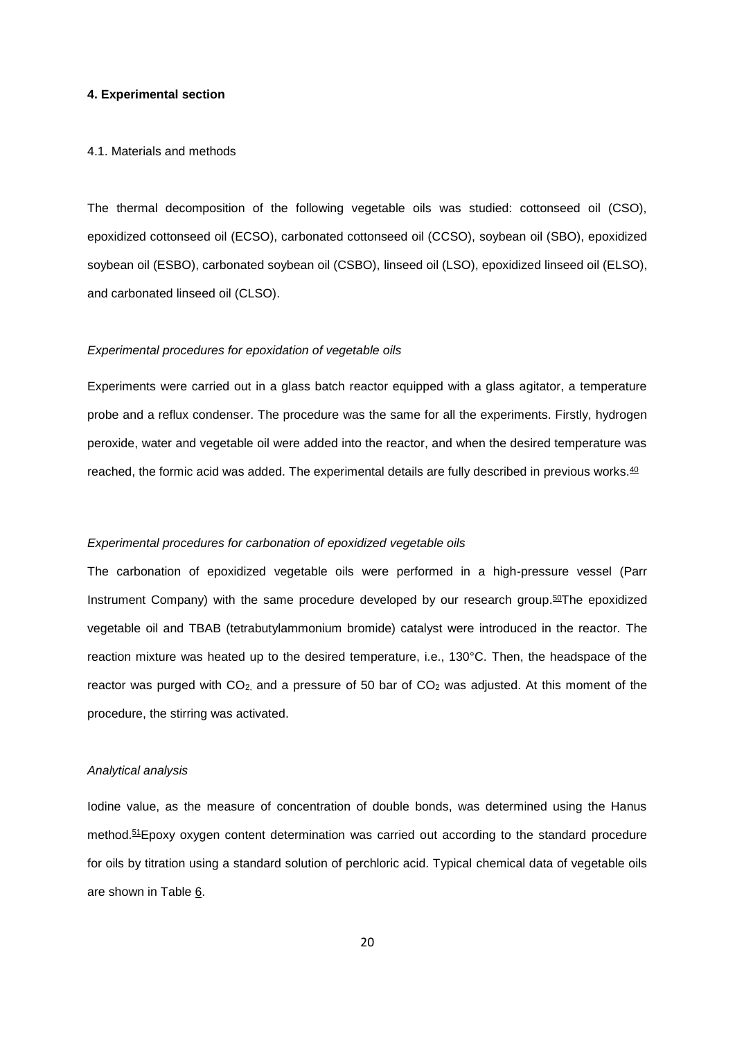**4. Experimental section**

4.1. Materials and methods

The thermal decomposition of the following vegetable oils was studied: cottonseed oil (CSO), epoxidized cottonseed oil (ECSO), carbonated cottonseed oil (CCSO), soybean oil (SBO), epoxidized soybean oil (ESBO), carbonated soybean oil (CSBO), linseed oil (LSO), epoxidized linseed oil (ELSO), and carbonated linseed oil (CLSO).

*Experimental procedures for epoxidation of vegetable oils*

Experiments were carried out in a glass batch reactor equipped with a glass agitator, a temperature probe and a reflux condenser. The procedure was the same for all the experiments. Firstly, hydrogen peroxide, water and vegetable oil were added into the reactor, and when the desired temperature was reached, the formic acid was added. The experimental details are fully described in previous works.[40]

*Experimental procedures for carbonation of epoxidized vegetable oils*

The carbonation of epoxidized vegetable oils were performed in a high-pressure vessel (Parr Instrument Company) with the same procedure developed by our research group.[50] The epoxidized vegetable oil and TBAB (tetrabutylammonium bromide) catalyst were introduced in the reactor. The reaction mixture was heated up to the desired temperature, i.e., 130°C. Then, the headspace of the reactor was purged with $CO_2$, and a pressure of 50 bar of $CO_2$ was adjusted. At this moment of the procedure, the stirring was activated.

*Analytical analysis*

Iodine value, as the measure of concentration of double bonds, was determined using the Hanus method.[51] Epoxy oxygen content determination was carried out according to the standard procedure for oils by titration using a standard solution of perchloric acid. Typical chemical data of vegetable oils are shown in Table 6.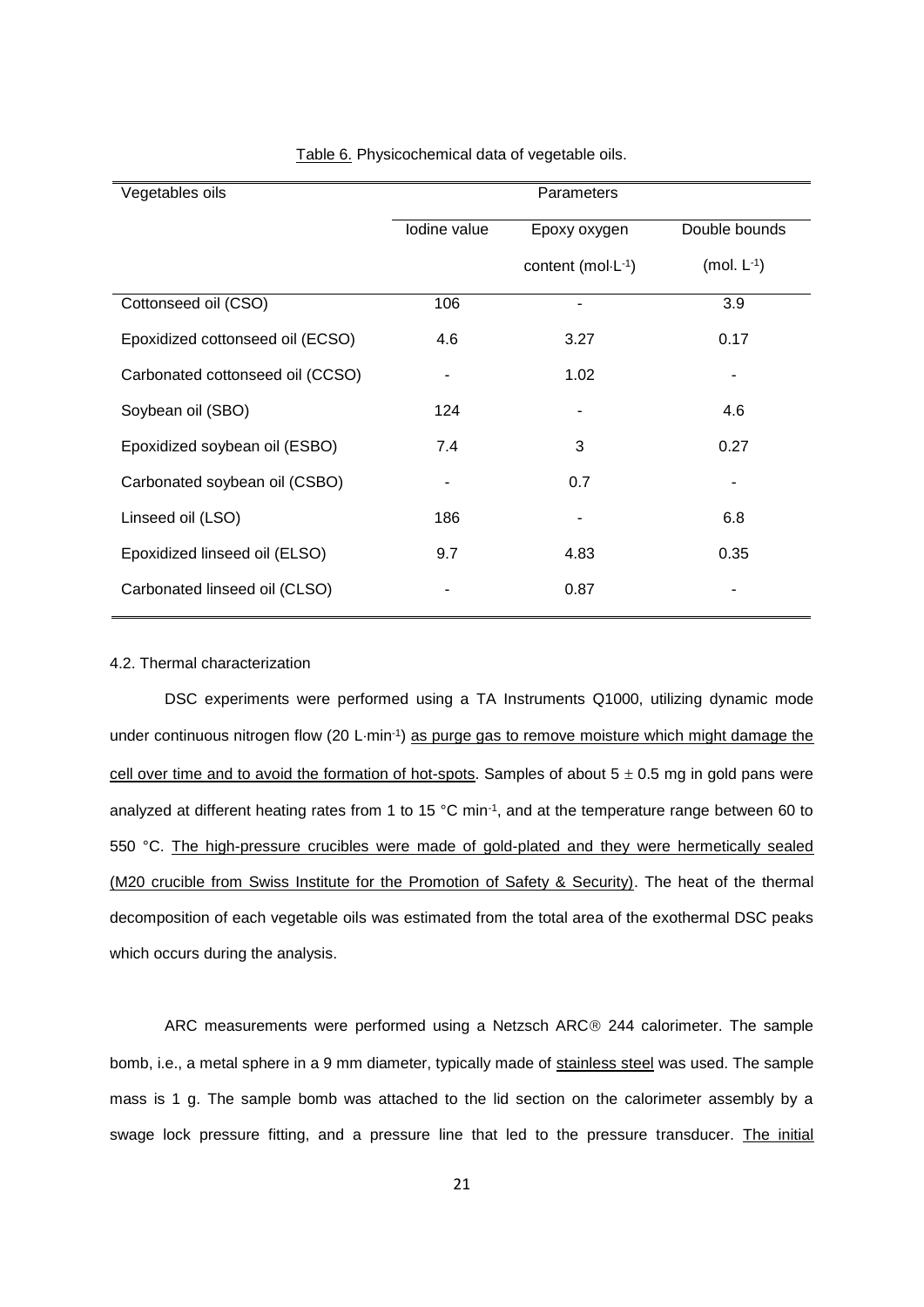Table 6. Physicochemical data of vegetable oils.

| Vegetables oils | Parameters | | |
|---|---|---|---|
| | Iodine value | Epoxy oxygen content ($mol{\cdot}L^{-1}$) | Double bounds ($mol.\ L^{-1}$) |
| Cottonseed oil (CSO) | 106 | - | 3.9 |
| Epoxidized cottonseed oil (ECSO) | 4.6 | 3.27 | 0.17 |
| Carbonated cottonseed oil (CCSO) | - | 1.02 | - |
| Soybean oil (SBO) | 124 | - | 4.6 |
| Epoxidized soybean oil (ESBO) | 7.4 | 3 | 0.27 |
| Carbonated soybean oil (CSBO) | - | 0.7 | - |
| Linseed oil (LSO) | 186 | - | 6.8 |
| Epoxidized linseed oil (ELSO) | 9.7 | 4.83 | 0.35 |
| Carbonated linseed oil (CLSO) | - | 0.87 | - |

4.2. Thermal characterization

DSC experiments were performed using a TA Instruments Q1000, utilizing dynamic mode under continuous nitrogen flow (20 $L{\cdot}min^{-1}$) as purge gas to remove moisture which might damage the cell over time and to avoid the formation of hot-spots. Samples of about $5 \pm 0.5$ mg in gold pans were analyzed at different heating rates from 1 to 15 °C $min^{-1}$, and at the temperature range between 60 to 550 °C. The high-pressure crucibles were made of gold-plated and they were hermetically sealed (M20 crucible from Swiss Institute for the Promotion of Safety & Security). The heat of the thermal decomposition of each vegetable oils was estimated from the total area of the exothermal DSC peaks which occurs during the analysis.

ARC measurements were performed using a Netzsch ARC® 244 calorimeter. The sample bomb, i.e., a metal sphere in a 9 mm diameter, typically made of stainless steel was used. The sample mass is 1 g. The sample bomb was attached to the lid section on the calorimeter assembly by a swage lock pressure fitting, and a pressure line that led to the pressure transducer. The initial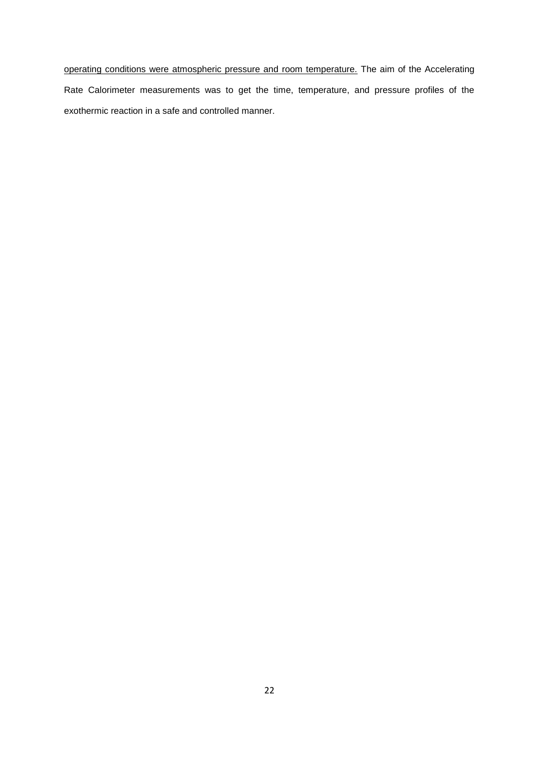operating conditions were atmospheric pressure and room temperature. The aim of the Accelerating Rate Calorimeter measurements was to get the time, temperature, and pressure profiles of the exothermic reaction in a safe and controlled manner.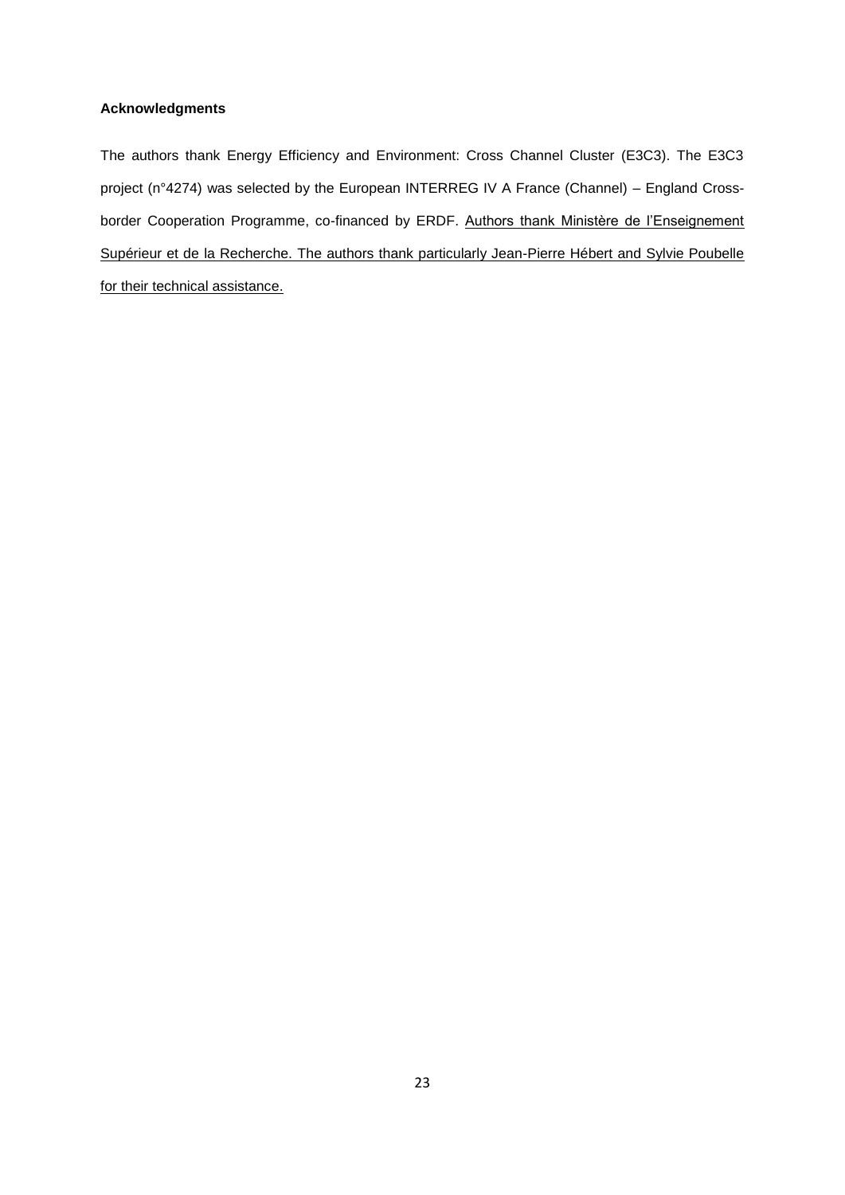**Acknowledgments**

The authors thank Energy Efficiency and Environment: Cross Channel Cluster (E3C3). The E3C3 project (n°4274) was selected by the European INTERREG IV A France (Channel) – England Cross-border Cooperation Programme, co-financed by ERDF. Authors thank Ministère de l'Enseignement Supérieur et de la Recherche. The authors thank particularly Jean-Pierre Hébert and Sylvie Poubelle for their technical assistance.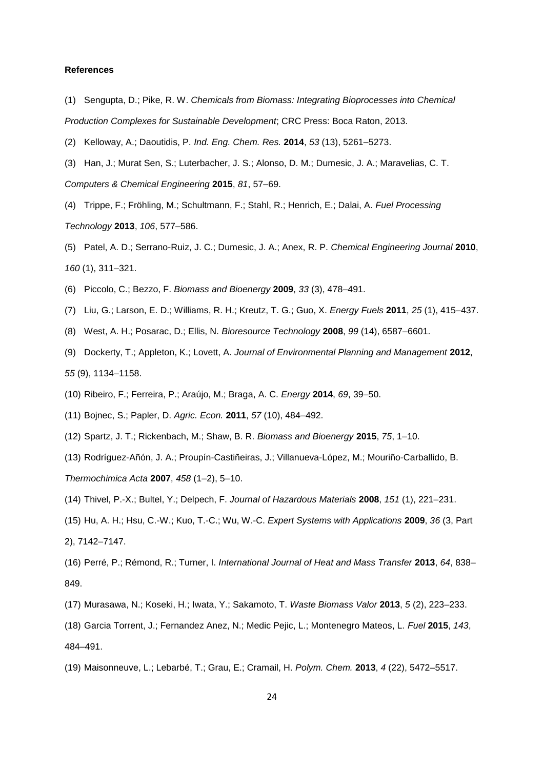**References**

(1) Sengupta, D.; Pike, R. W. *Chemicals from Biomass: Integrating Bioprocesses into Chemical Production Complexes for Sustainable Development*; CRC Press: Boca Raton, 2013.

(2) Kelloway, A.; Daoutidis, P. *Ind. Eng. Chem. Res.* **2014**, *53* (13), 5261–5273.

(3) Han, J.; Murat Sen, S.; Luterbacher, J. S.; Alonso, D. M.; Dumesic, J. A.; Maravelias, C. T. *Computers & Chemical Engineering* **2015**, *81*, 57–69.

(4) Trippe, F.; Fröhling, M.; Schultmann, F.; Stahl, R.; Henrich, E.; Dalai, A. *Fuel Processing Technology* **2013**, *106*, 577–586.

(5) Patel, A. D.; Serrano-Ruiz, J. C.; Dumesic, J. A.; Anex, R. P. *Chemical Engineering Journal* **2010**, *160* (1), 311–321.

(6) Piccolo, C.; Bezzo, F. *Biomass and Bioenergy* **2009**, *33* (3), 478–491.

(7) Liu, G.; Larson, E. D.; Williams, R. H.; Kreutz, T. G.; Guo, X. *Energy Fuels* **2011**, *25* (1), 415–437.

(8) West, A. H.; Posarac, D.; Ellis, N. *Bioresource Technology* **2008**, *99* (14), 6587–6601.

(9) Dockerty, T.; Appleton, K.; Lovett, A. *Journal of Environmental Planning and Management* **2012**, *55* (9), 1134–1158.

(10) Ribeiro, F.; Ferreira, P.; Araújo, M.; Braga, A. C. *Energy* **2014**, *69*, 39–50.

(11) Bojnec, S.; Papler, D. *Agric. Econ.* **2011**, *57* (10), 484–492.

(12) Spartz, J. T.; Rickenbach, M.; Shaw, B. R. *Biomass and Bioenergy* **2015**, *75*, 1–10.

(13) Rodríguez-Añón, J. A.; Proupín-Castiñeiras, J.; Villanueva-López, M.; Mouriño-Carballido, B. *Thermochimica Acta* **2007**, *458* (1–2), 5–10.

(14) Thivel, P.-X.; Bultel, Y.; Delpech, F. *Journal of Hazardous Materials* **2008**, *151* (1), 221–231.

(15) Hu, A. H.; Hsu, C.-W.; Kuo, T.-C.; Wu, W.-C. *Expert Systems with Applications* **2009**, *36* (3, Part 2), 7142–7147.

(16) Perré, P.; Rémond, R.; Turner, I. *International Journal of Heat and Mass Transfer* **2013**, *64*, 838–849.

(17) Murasawa, N.; Koseki, H.; Iwata, Y.; Sakamoto, T. *Waste Biomass Valor* **2013**, *5* (2), 223–233.

(18) Garcia Torrent, J.; Fernandez Anez, N.; Medic Pejic, L.; Montenegro Mateos, L. *Fuel* **2015**, *143*, 484–491.

(19) Maisonneuve, L.; Lebarbé, T.; Grau, E.; Cramail, H. *Polym. Chem.* **2013**, *4* (22), 5472–5517.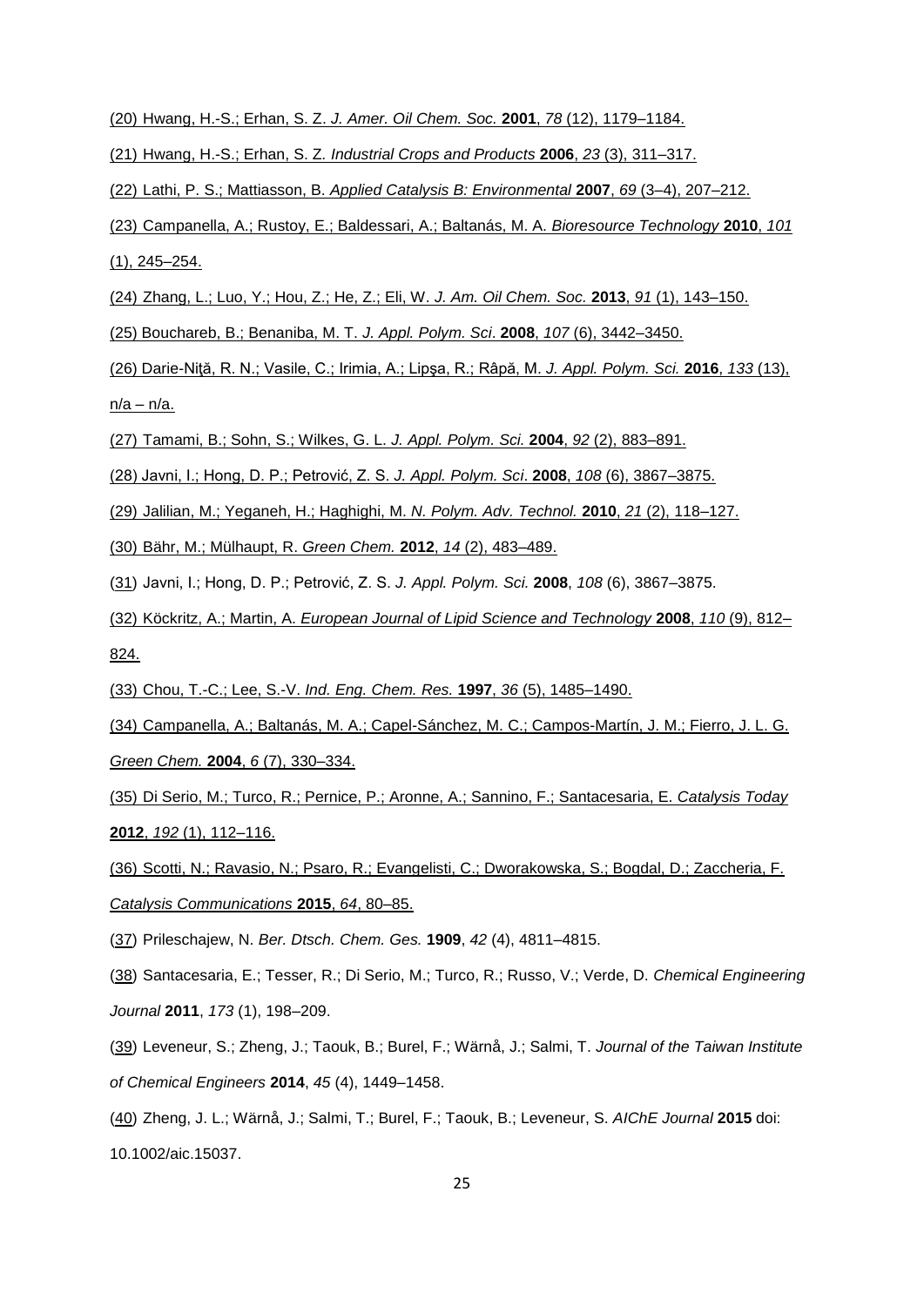(20) Hwang, H.-S.; Erhan, S. Z. *J. Amer. Oil Chem. Soc.* **2001**, *78* (12), 1179–1184.

(21) Hwang, H.-S.; Erhan, S. Z. *Industrial Crops and Products* **2006**, *23* (3), 311–317.

(22) Lathi, P. S.; Mattiasson, B. *Applied Catalysis B: Environmental* **2007**, *69* (3–4), 207–212.

(23) Campanella, A.; Rustoy, E.; Baldessari, A.; Baltanás, M. A. *Bioresource Technology* **2010**, *101* (1), 245–254.

(24) Zhang, L.; Luo, Y.; Hou, Z.; He, Z.; Eli, W. *J. Am. Oil Chem. Soc.* **2013**, *91* (1), 143–150.

(25) Bouchareb, B.; Benaniba, M. T. *J. Appl. Polym. Sci*. **2008**, *107* (6), 3442–3450.

(26) Darie-Niţă, R. N.; Vasile, C.; Irimia, A.; Lipşa, R.; Râpă, M. *J. Appl. Polym. Sci.* **2016**, *133* (13), n/a – n/a.

(27) Tamami, B.; Sohn, S.; Wilkes, G. L. *J. Appl. Polym. Sci.* **2004**, *92* (2), 883–891.

(28) Javni, I.; Hong, D. P.; Petrović, Z. S. *J. Appl. Polym. Sci*. **2008**, *108* (6), 3867–3875.

(29) Jalilian, M.; Yeganeh, H.; Haghighi, M. *N. Polym. Adv. Technol.* **2010**, *21* (2), 118–127.

(30) Bähr, M.; Mülhaupt, R. *Green Chem.* **2012**, *14* (2), 483–489.

(31) Javni, I.; Hong, D. P.; Petrović, Z. S. *J. Appl. Polym. Sci.* **2008**, *108* (6), 3867–3875.

(32) Köckritz, A.; Martin, A. *European Journal of Lipid Science and Technology* **2008**, *110* (9), 812–824.

(33) Chou, T.-C.; Lee, S.-V. *Ind. Eng. Chem. Res.* **1997**, *36* (5), 1485–1490.

(34) Campanella, A.; Baltanás, M. A.; Capel-Sánchez, M. C.; Campos-Martín, J. M.; Fierro, J. L. G. *Green Chem.* **2004**, *6* (7), 330–334.

(35) Di Serio, M.; Turco, R.; Pernice, P.; Aronne, A.; Sannino, F.; Santacesaria, E. *Catalysis Today* **2012**, *192* (1), 112–116.

(36) Scotti, N.; Ravasio, N.; Psaro, R.; Evangelisti, C.; Dworakowska, S.; Bogdal, D.; Zaccheria, F. *Catalysis Communications* **2015**, *64*, 80–85.

(37) Prileschajew, N. *Ber. Dtsch. Chem. Ges.* **1909**, *42* (4), 4811–4815.

(38) Santacesaria, E.; Tesser, R.; Di Serio, M.; Turco, R.; Russo, V.; Verde, D. *Chemical Engineering Journal* **2011**, *173* (1), 198–209.

(39) Leveneur, S.; Zheng, J.; Taouk, B.; Burel, F.; Wärnå, J.; Salmi, T. *Journal of the Taiwan Institute of Chemical Engineers* **2014**, *45* (4), 1449–1458.

(40) Zheng, J. L.; Wärnå, J.; Salmi, T.; Burel, F.; Taouk, B.; Leveneur, S. *AIChE Journal* **2015** doi: 10.1002/aic.15037.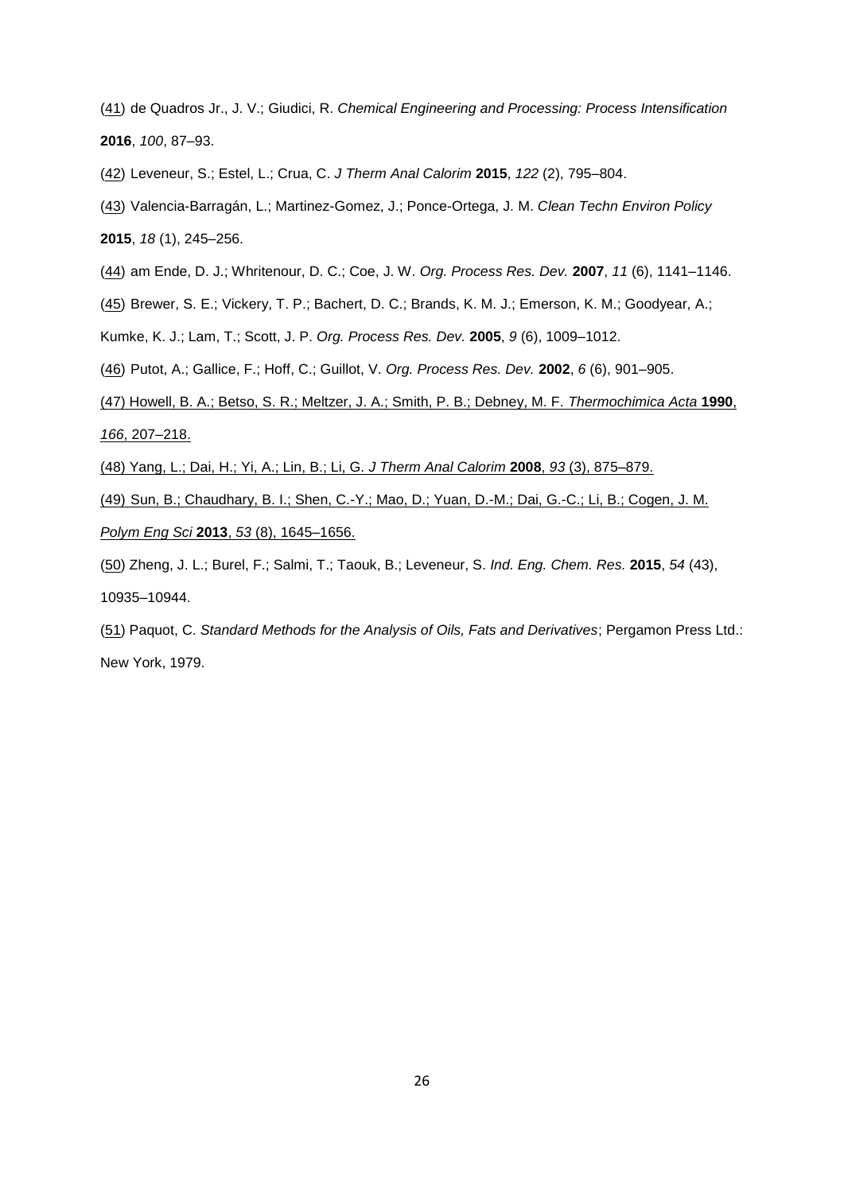(41) de Quadros Jr., J. V.; Giudici, R. *Chemical Engineering and Processing: Process Intensification* **2016**, *100*, 87–93.

(42) Leveneur, S.; Estel, L.; Crua, C. *J Therm Anal Calorim* **2015**, *122* (2), 795–804.

(43) Valencia-Barragán, L.; Martinez-Gomez, J.; Ponce-Ortega, J. M. *Clean Techn Environ Policy* **2015**, *18* (1), 245–256.

(44) am Ende, D. J.; Whritenour, D. C.; Coe, J. W. *Org. Process Res. Dev.* **2007**, *11* (6), 1141–1146.

(45) Brewer, S. E.; Vickery, T. P.; Bachert, D. C.; Brands, K. M. J.; Emerson, K. M.; Goodyear, A.; Kumke, K. J.; Lam, T.; Scott, J. P. *Org. Process Res. Dev.* **2005**, *9* (6), 1009–1012.

(46) Putot, A.; Gallice, F.; Hoff, C.; Guillot, V. *Org. Process Res. Dev.* **2002**, *6* (6), 901–905.

(47) Howell, B. A.; Betso, S. R.; Meltzer, J. A.; Smith, P. B.; Debney, M. F. *Thermochimica Acta* **1990**, *166*, 207–218.

(48) Yang, L.; Dai, H.; Yi, A.; Lin, B.; Li, G. *J Therm Anal Calorim* **2008**, *93* (3), 875–879.

(49) Sun, B.; Chaudhary, B. I.; Shen, C.-Y.; Mao, D.; Yuan, D.-M.; Dai, G.-C.; Li, B.; Cogen, J. M. *Polym Eng Sci* **2013**, *53* (8), 1645–1656.

(50) Zheng, J. L.; Burel, F.; Salmi, T.; Taouk, B.; Leveneur, S. *Ind. Eng. Chem. Res.* **2015**, *54* (43), 10935–10944.

(51) Paquot, C. *Standard Methods for the Analysis of Oils, Fats and Derivatives*; Pergamon Press Ltd.: New York, 1979.